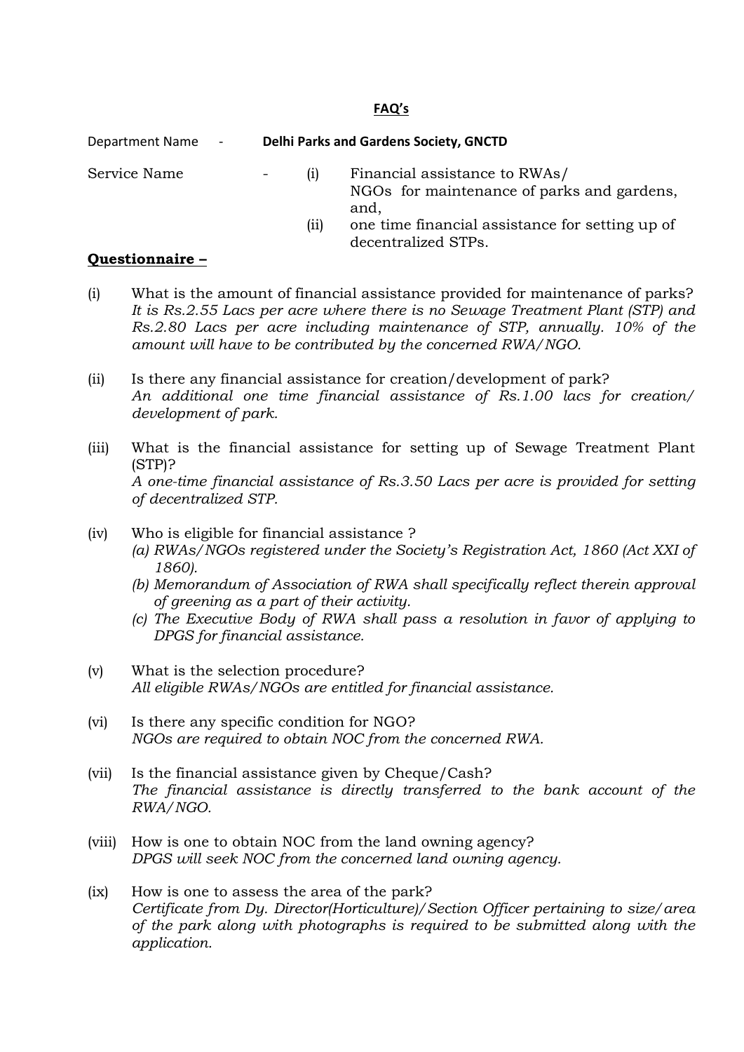**FAQ's**

Department Name - **Delhi Parks and Gardens Society, GNCTD**

Service Name - (i) Financial assistance to RWAs/ NGOs for maintenance of parks and gardens, and,
(ii) one time financial assistance for setting up of decentralized STPs.

**Questionnaire –**

(i) What is the amount of financial assistance provided for maintenance of parks?
*It is Rs.2.55 Lacs per acre where there is no Sewage Treatment Plant (STP) and Rs.2.80 Lacs per acre including maintenance of STP, annually. 10% of the amount will have to be contributed by the concerned RWA/NGO.*

(ii) Is there any financial assistance for creation/development of park?
*An additional one time financial assistance of Rs.1.00 lacs for creation/ development of park.*

(iii) What is the financial assistance for setting up of Sewage Treatment Plant (STP)?
*A one-time financial assistance of Rs.3.50 Lacs per acre is provided for setting of decentralized STP.*

(iv) Who is eligible for financial assistance ?
*(a) RWAs/NGOs registered under the Society's Registration Act, 1860 (Act XXI of 1860).*
*(b) Memorandum of Association of RWA shall specifically reflect therein approval of greening as a part of their activity.*
*(c) The Executive Body of RWA shall pass a resolution in favor of applying to DPGS for financial assistance.*

(v) What is the selection procedure?
*All eligible RWAs/NGOs are entitled for financial assistance.*

(vi) Is there any specific condition for NGO?
*NGOs are required to obtain NOC from the concerned RWA.*

(vii) Is the financial assistance given by Cheque/Cash?
*The financial assistance is directly transferred to the bank account of the RWA/NGO.*

(viii) How is one to obtain NOC from the land owning agency?
*DPGS will seek NOC from the concerned land owning agency.*

(ix) How is one to assess the area of the park?
*Certificate from Dy. Director(Horticulture)/Section Officer pertaining to size/area of the park along with photographs is required to be submitted along with the application.*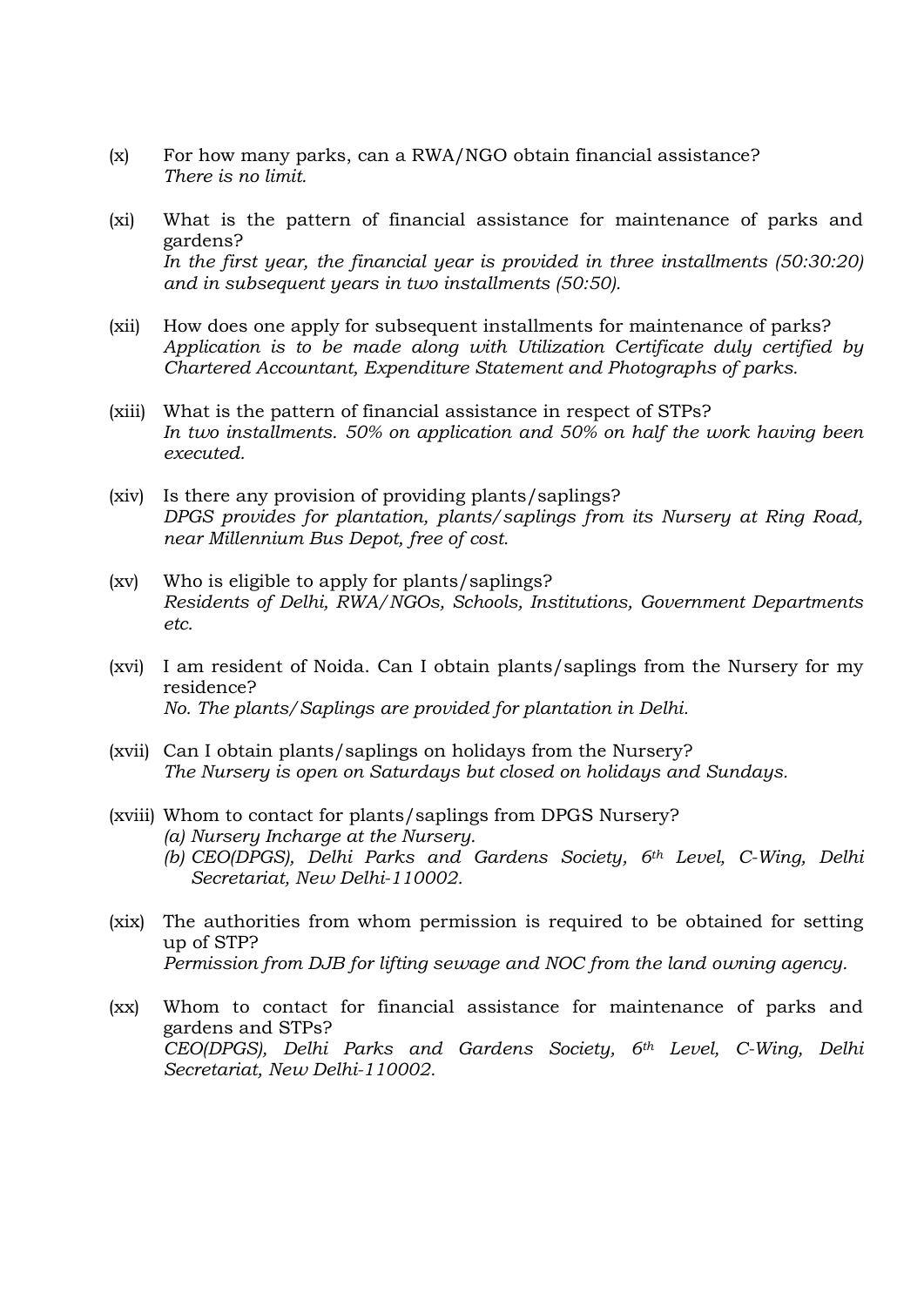(x) For how many parks, can a RWA/NGO obtain financial assistance?
*There is no limit.*

(xi) What is the pattern of financial assistance for maintenance of parks and gardens?
*In the first year, the financial year is provided in three installments (50:30:20) and in subsequent years in two installments (50:50).*

(xii) How does one apply for subsequent installments for maintenance of parks?
*Application is to be made along with Utilization Certificate duly certified by Chartered Accountant, Expenditure Statement and Photographs of parks.*

(xiii) What is the pattern of financial assistance in respect of STPs?
*In two installments. 50% on application and 50% on half the work having been executed.*

(xiv) Is there any provision of providing plants/saplings?
*DPGS provides for plantation, plants/saplings from its Nursery at Ring Road, near Millennium Bus Depot, free of cost.*

(xv) Who is eligible to apply for plants/saplings?
*Residents of Delhi, RWA/NGOs, Schools, Institutions, Government Departments etc.*

(xvi) I am resident of Noida. Can I obtain plants/saplings from the Nursery for my residence?
*No. The plants/Saplings are provided for plantation in Delhi.*

(xvii) Can I obtain plants/saplings on holidays from the Nursery?
*The Nursery is open on Saturdays but closed on holidays and Sundays.*

(xviii) Whom to contact for plants/saplings from DPGS Nursery?
*(a) Nursery Incharge at the Nursery.*
*(b) CEO(DPGS), Delhi Parks and Gardens Society, 6th Level, C-Wing, Delhi Secretariat, New Delhi-110002.*

(xix) The authorities from whom permission is required to be obtained for setting up of STP?
*Permission from DJB for lifting sewage and NOC from the land owning agency.*

(xx) Whom to contact for financial assistance for maintenance of parks and gardens and STPs?
*CEO(DPGS), Delhi Parks and Gardens Society, 6th Level, C-Wing, Delhi Secretariat, New Delhi-110002.*